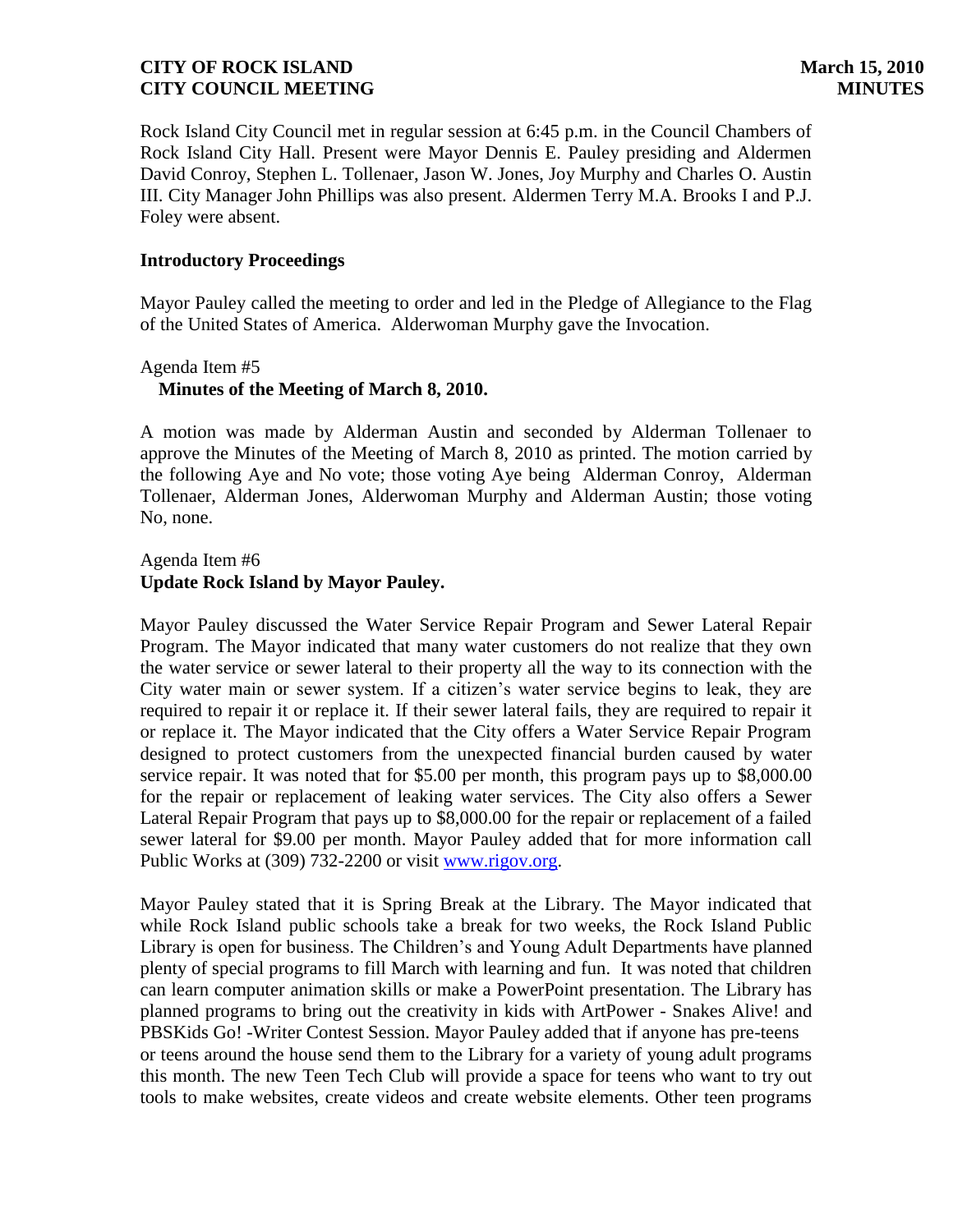Rock Island City Council met in regular session at 6:45 p.m. in the Council Chambers of Rock Island City Hall. Present were Mayor Dennis E. Pauley presiding and Aldermen David Conroy, Stephen L. Tollenaer, Jason W. Jones, Joy Murphy and Charles O. Austin III. City Manager John Phillips was also present. Aldermen Terry M.A. Brooks I and P.J. Foley were absent.

**Introductory Proceedings**

Mayor Pauley called the meeting to order and led in the Pledge of Allegiance to the Flag of the United States of America. Alderwoman Murphy gave the Invocation.

Agenda Item #5
**Minutes of the Meeting of March 8, 2010.**

A motion was made by Alderman Austin and seconded by Alderman Tollenaer to approve the Minutes of the Meeting of March 8, 2010 as printed. The motion carried by the following Aye and No vote; those voting Aye being Alderman Conroy, Alderman Tollenaer, Alderman Jones, Alderwoman Murphy and Alderman Austin; those voting No, none.

Agenda Item #6
**Update Rock Island by Mayor Pauley.**

Mayor Pauley discussed the Water Service Repair Program and Sewer Lateral Repair Program. The Mayor indicated that many water customers do not realize that they own the water service or sewer lateral to their property all the way to its connection with the City water main or sewer system. If a citizen's water service begins to leak, they are required to repair it or replace it. If their sewer lateral fails, they are required to repair it or replace it. The Mayor indicated that the City offers a Water Service Repair Program designed to protect customers from the unexpected financial burden caused by water service repair. It was noted that for $5.00 per month, this program pays up to $8,000.00 for the repair or replacement of leaking water services. The City also offers a Sewer Lateral Repair Program that pays up to $8,000.00 for the repair or replacement of a failed sewer lateral for $9.00 per month. Mayor Pauley added that for more information call Public Works at (309) 732-2200 or visit www.rigov.org.

Mayor Pauley stated that it is Spring Break at the Library. The Mayor indicated that while Rock Island public schools take a break for two weeks, the Rock Island Public Library is open for business. The Children's and Young Adult Departments have planned plenty of special programs to fill March with learning and fun. It was noted that children can learn computer animation skills or make a PowerPoint presentation. The Library has planned programs to bring out the creativity in kids with ArtPower - Snakes Alive! and PBSKids Go! -Writer Contest Session. Mayor Pauley added that if anyone has pre-teens or teens around the house send them to the Library for a variety of young adult programs this month. The new Teen Tech Club will provide a space for teens who want to try out tools to make websites, create videos and create website elements. Other teen programs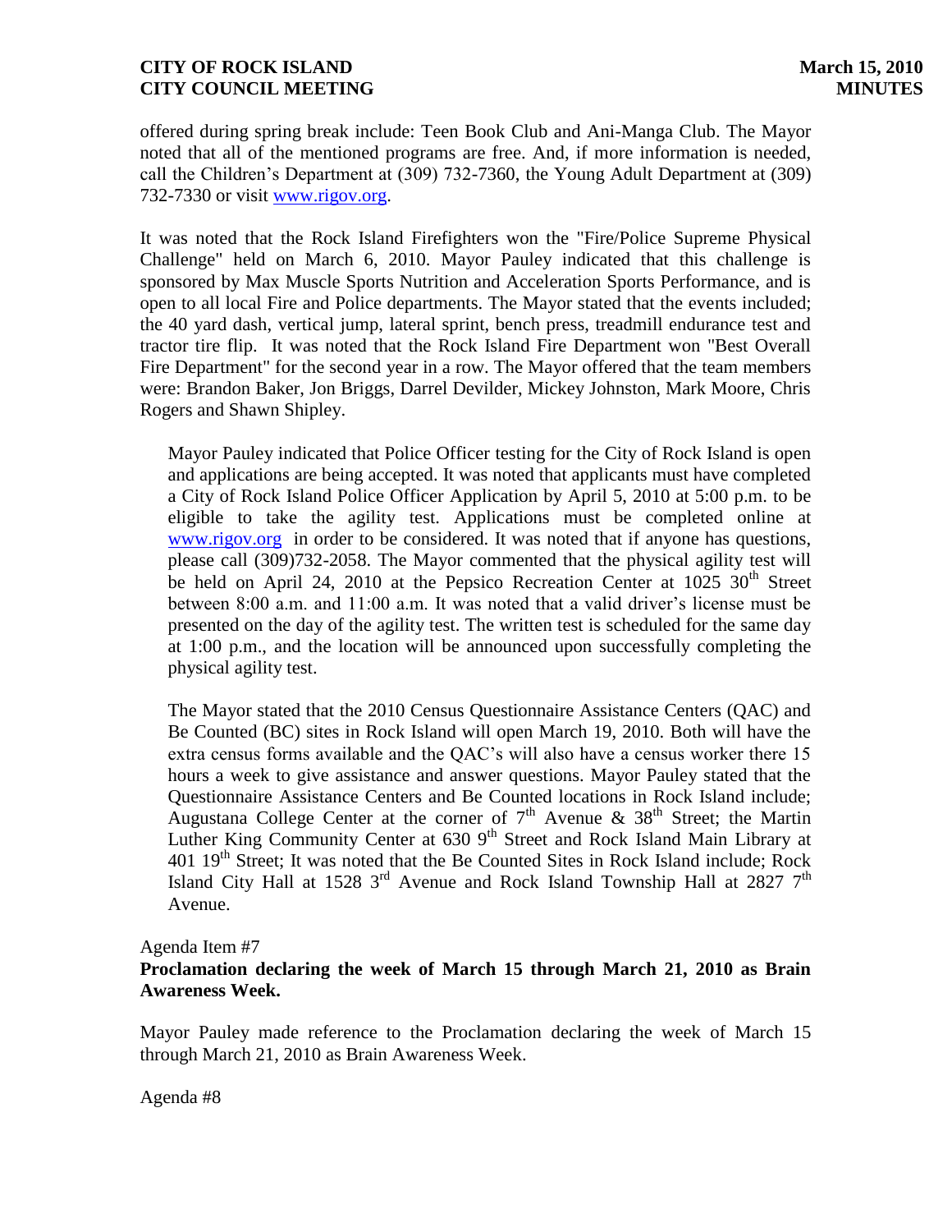offered during spring break include: Teen Book Club and Ani-Manga Club. The Mayor noted that all of the mentioned programs are free. And, if more information is needed, call the Children's Department at (309) 732-7360, the Young Adult Department at (309) 732-7330 or visit www.rigov.org.

It was noted that the Rock Island Firefighters won the "Fire/Police Supreme Physical Challenge" held on March 6, 2010. Mayor Pauley indicated that this challenge is sponsored by Max Muscle Sports Nutrition and Acceleration Sports Performance, and is open to all local Fire and Police departments. The Mayor stated that the events included; the 40 yard dash, vertical jump, lateral sprint, bench press, treadmill endurance test and tractor tire flip. It was noted that the Rock Island Fire Department won "Best Overall Fire Department" for the second year in a row. The Mayor offered that the team members were: Brandon Baker, Jon Briggs, Darrel Devilder, Mickey Johnston, Mark Moore, Chris Rogers and Shawn Shipley.

Mayor Pauley indicated that Police Officer testing for the City of Rock Island is open and applications are being accepted. It was noted that applicants must have completed a City of Rock Island Police Officer Application by April 5, 2010 at 5:00 p.m. to be eligible to take the agility test. Applications must be completed online at www.rigov.org in order to be considered. It was noted that if anyone has questions, please call (309)732-2058. The Mayor commented that the physical agility test will be held on April 24, 2010 at the Pepsico Recreation Center at 1025 30th Street between 8:00 a.m. and 11:00 a.m. It was noted that a valid driver's license must be presented on the day of the agility test. The written test is scheduled for the same day at 1:00 p.m., and the location will be announced upon successfully completing the physical agility test.

The Mayor stated that the 2010 Census Questionnaire Assistance Centers (QAC) and Be Counted (BC) sites in Rock Island will open March 19, 2010. Both will have the extra census forms available and the QAC's will also have a census worker there 15 hours a week to give assistance and answer questions. Mayor Pauley stated that the Questionnaire Assistance Centers and Be Counted locations in Rock Island include; Augustana College Center at the corner of 7th Avenue & 38th Street; the Martin Luther King Community Center at 630 9th Street and Rock Island Main Library at 401 19th Street; It was noted that the Be Counted Sites in Rock Island include; Rock Island City Hall at 1528 3rd Avenue and Rock Island Township Hall at 2827 7th Avenue.

Agenda Item #7

**Proclamation declaring the week of March 15 through March 21, 2010 as Brain Awareness Week.**

Mayor Pauley made reference to the Proclamation declaring the week of March 15 through March 21, 2010 as Brain Awareness Week.

Agenda #8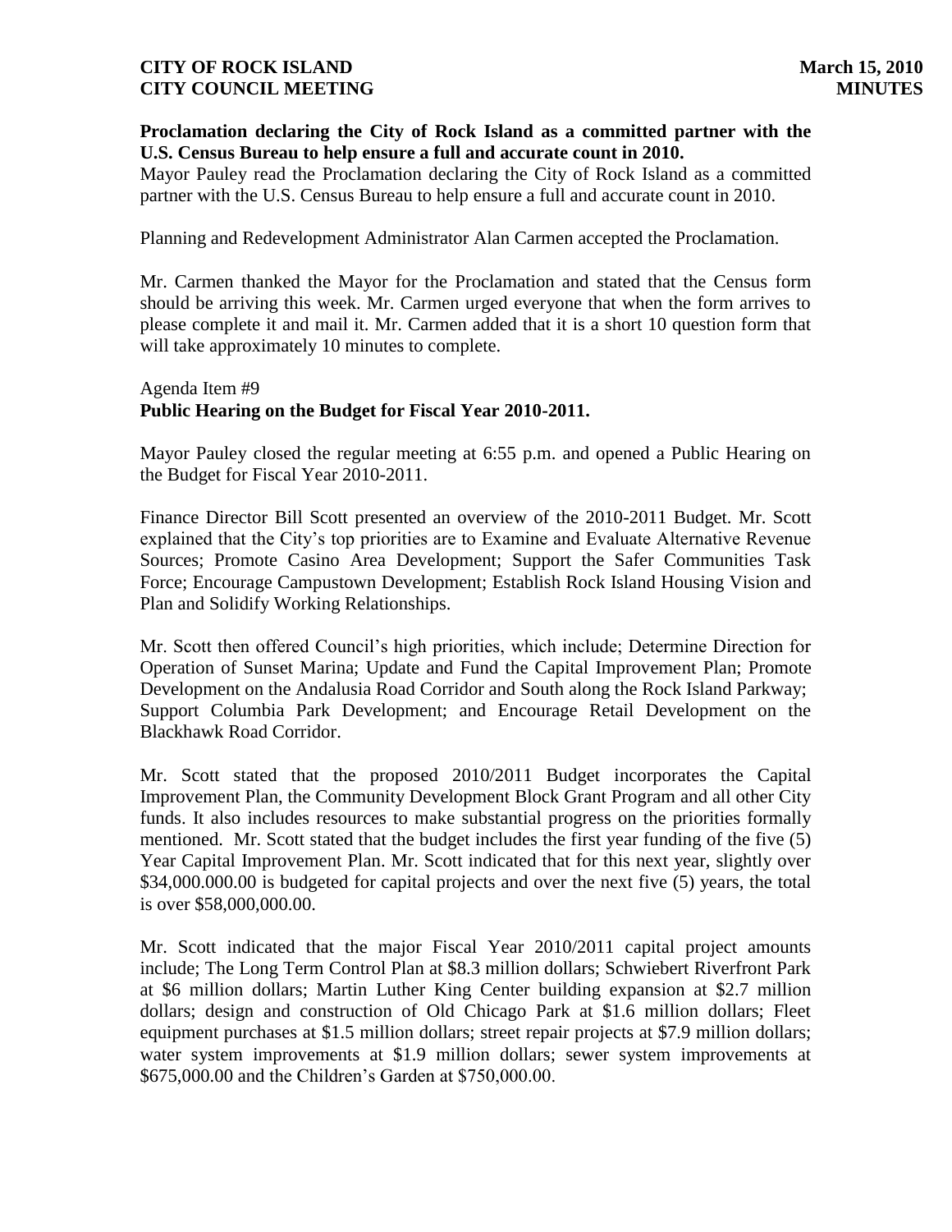**Proclamation declaring the City of Rock Island as a committed partner with the U.S. Census Bureau to help ensure a full and accurate count in 2010.**

Mayor Pauley read the Proclamation declaring the City of Rock Island as a committed partner with the U.S. Census Bureau to help ensure a full and accurate count in 2010.

Planning and Redevelopment Administrator Alan Carmen accepted the Proclamation.

Mr. Carmen thanked the Mayor for the Proclamation and stated that the Census form should be arriving this week. Mr. Carmen urged everyone that when the form arrives to please complete it and mail it. Mr. Carmen added that it is a short 10 question form that will take approximately 10 minutes to complete.

Agenda Item #9

**Public Hearing on the Budget for Fiscal Year 2010-2011.**

Mayor Pauley closed the regular meeting at 6:55 p.m. and opened a Public Hearing on the Budget for Fiscal Year 2010-2011.

Finance Director Bill Scott presented an overview of the 2010-2011 Budget. Mr. Scott explained that the City's top priorities are to Examine and Evaluate Alternative Revenue Sources; Promote Casino Area Development; Support the Safer Communities Task Force; Encourage Campustown Development; Establish Rock Island Housing Vision and Plan and Solidify Working Relationships.

Mr. Scott then offered Council's high priorities, which include; Determine Direction for Operation of Sunset Marina; Update and Fund the Capital Improvement Plan; Promote Development on the Andalusia Road Corridor and South along the Rock Island Parkway; Support Columbia Park Development; and Encourage Retail Development on the Blackhawk Road Corridor.

Mr. Scott stated that the proposed 2010/2011 Budget incorporates the Capital Improvement Plan, the Community Development Block Grant Program and all other City funds. It also includes resources to make substantial progress on the priorities formally mentioned. Mr. Scott stated that the budget includes the first year funding of the five (5) Year Capital Improvement Plan. Mr. Scott indicated that for this next year, slightly over \$34,000.000.00 is budgeted for capital projects and over the next five (5) years, the total is over \$58,000,000.00.

Mr. Scott indicated that the major Fiscal Year 2010/2011 capital project amounts include; The Long Term Control Plan at \$8.3 million dollars; Schwiebert Riverfront Park at \$6 million dollars; Martin Luther King Center building expansion at \$2.7 million dollars; design and construction of Old Chicago Park at \$1.6 million dollars; Fleet equipment purchases at \$1.5 million dollars; street repair projects at \$7.9 million dollars; water system improvements at \$1.9 million dollars; sewer system improvements at \$675,000.00 and the Children's Garden at \$750,000.00.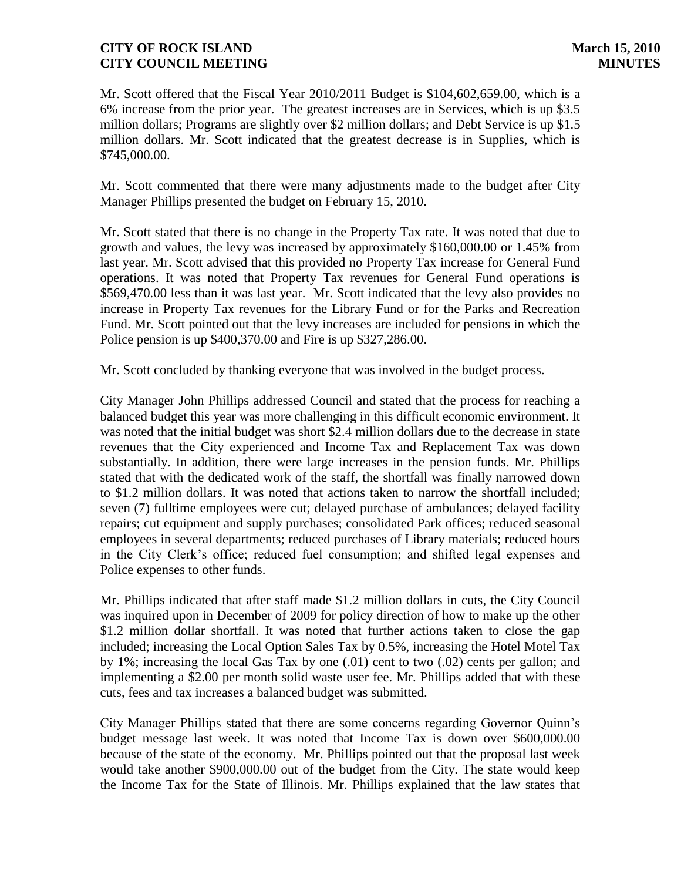Mr. Scott offered that the Fiscal Year 2010/2011 Budget is $104,602,659.00, which is a 6% increase from the prior year. The greatest increases are in Services, which is up $3.5 million dollars; Programs are slightly over $2 million dollars; and Debt Service is up $1.5 million dollars. Mr. Scott indicated that the greatest decrease is in Supplies, which is $745,000.00.

Mr. Scott commented that there were many adjustments made to the budget after City Manager Phillips presented the budget on February 15, 2010.

Mr. Scott stated that there is no change in the Property Tax rate. It was noted that due to growth and values, the levy was increased by approximately $160,000.00 or 1.45% from last year. Mr. Scott advised that this provided no Property Tax increase for General Fund operations. It was noted that Property Tax revenues for General Fund operations is $569,470.00 less than it was last year. Mr. Scott indicated that the levy also provides no increase in Property Tax revenues for the Library Fund or for the Parks and Recreation Fund. Mr. Scott pointed out that the levy increases are included for pensions in which the Police pension is up $400,370.00 and Fire is up $327,286.00.

Mr. Scott concluded by thanking everyone that was involved in the budget process.

City Manager John Phillips addressed Council and stated that the process for reaching a balanced budget this year was more challenging in this difficult economic environment. It was noted that the initial budget was short $2.4 million dollars due to the decrease in state revenues that the City experienced and Income Tax and Replacement Tax was down substantially. In addition, there were large increases in the pension funds. Mr. Phillips stated that with the dedicated work of the staff, the shortfall was finally narrowed down to $1.2 million dollars. It was noted that actions taken to narrow the shortfall included; seven (7) fulltime employees were cut; delayed purchase of ambulances; delayed facility repairs; cut equipment and supply purchases; consolidated Park offices; reduced seasonal employees in several departments; reduced purchases of Library materials; reduced hours in the City Clerk's office; reduced fuel consumption; and shifted legal expenses and Police expenses to other funds.

Mr. Phillips indicated that after staff made $1.2 million dollars in cuts, the City Council was inquired upon in December of 2009 for policy direction of how to make up the other $1.2 million dollar shortfall. It was noted that further actions taken to close the gap included; increasing the Local Option Sales Tax by 0.5%, increasing the Hotel Motel Tax by 1%; increasing the local Gas Tax by one (.01) cent to two (.02) cents per gallon; and implementing a $2.00 per month solid waste user fee. Mr. Phillips added that with these cuts, fees and tax increases a balanced budget was submitted.

City Manager Phillips stated that there are some concerns regarding Governor Quinn's budget message last week. It was noted that Income Tax is down over $600,000.00 because of the state of the economy. Mr. Phillips pointed out that the proposal last week would take another $900,000.00 out of the budget from the City. The state would keep the Income Tax for the State of Illinois. Mr. Phillips explained that the law states that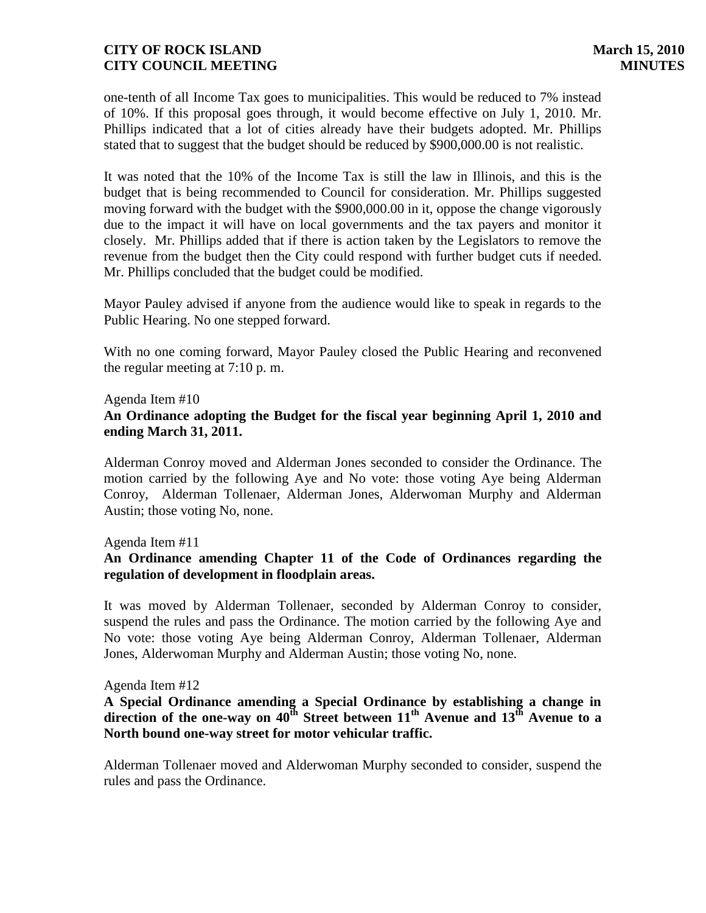one-tenth of all Income Tax goes to municipalities. This would be reduced to 7% instead of 10%. If this proposal goes through, it would become effective on July 1, 2010. Mr. Phillips indicated that a lot of cities already have their budgets adopted. Mr. Phillips stated that to suggest that the budget should be reduced by $900,000.00 is not realistic.

It was noted that the 10% of the Income Tax is still the law in Illinois, and this is the budget that is being recommended to Council for consideration. Mr. Phillips suggested moving forward with the budget with the $900,000.00 in it, oppose the change vigorously due to the impact it will have on local governments and the tax payers and monitor it closely. Mr. Phillips added that if there is action taken by the Legislators to remove the revenue from the budget then the City could respond with further budget cuts if needed. Mr. Phillips concluded that the budget could be modified.

Mayor Pauley advised if anyone from the audience would like to speak in regards to the Public Hearing. No one stepped forward.

With no one coming forward, Mayor Pauley closed the Public Hearing and reconvened the regular meeting at 7:10 p. m.

Agenda Item #10

**An Ordinance adopting the Budget for the fiscal year beginning April 1, 2010 and ending March 31, 2011.**

Alderman Conroy moved and Alderman Jones seconded to consider the Ordinance. The motion carried by the following Aye and No vote: those voting Aye being Alderman Conroy, Alderman Tollenaer, Alderman Jones, Alderwoman Murphy and Alderman Austin; those voting No, none.

Agenda Item #11

**An Ordinance amending Chapter 11 of the Code of Ordinances regarding the regulation of development in floodplain areas.**

It was moved by Alderman Tollenaer, seconded by Alderman Conroy to consider, suspend the rules and pass the Ordinance. The motion carried by the following Aye and No vote: those voting Aye being Alderman Conroy, Alderman Tollenaer, Alderman Jones, Alderwoman Murphy and Alderman Austin; those voting No, none.

Agenda Item #12

**A Special Ordinance amending a Special Ordinance by establishing a change in direction of the one-way on 40th Street between 11th Avenue and 13th Avenue to a North bound one-way street for motor vehicular traffic.**

Alderman Tollenaer moved and Alderwoman Murphy seconded to consider, suspend the rules and pass the Ordinance.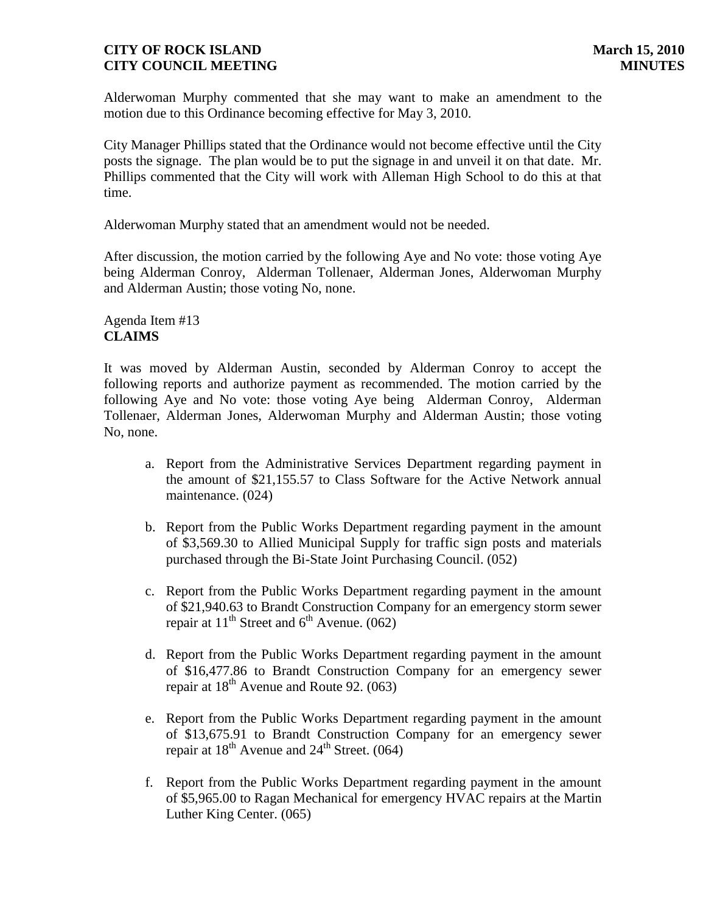Alderwoman Murphy commented that she may want to make an amendment to the motion due to this Ordinance becoming effective for May 3, 2010.

City Manager Phillips stated that the Ordinance would not become effective until the City posts the signage. The plan would be to put the signage in and unveil it on that date. Mr. Phillips commented that the City will work with Alleman High School to do this at that time.

Alderwoman Murphy stated that an amendment would not be needed.

After discussion, the motion carried by the following Aye and No vote: those voting Aye being Alderman Conroy, Alderman Tollenaer, Alderman Jones, Alderwoman Murphy and Alderman Austin; those voting No, none.

Agenda Item #13
**CLAIMS**

It was moved by Alderman Austin, seconded by Alderman Conroy to accept the following reports and authorize payment as recommended. The motion carried by the following Aye and No vote: those voting Aye being Alderman Conroy, Alderman Tollenaer, Alderman Jones, Alderwoman Murphy and Alderman Austin; those voting No, none.

a. Report from the Administrative Services Department regarding payment in the amount of $21,155.57 to Class Software for the Active Network annual maintenance. (024)

b. Report from the Public Works Department regarding payment in the amount of $3,569.30 to Allied Municipal Supply for traffic sign posts and materials purchased through the Bi-State Joint Purchasing Council. (052)

c. Report from the Public Works Department regarding payment in the amount of $21,940.63 to Brandt Construction Company for an emergency storm sewer repair at 11th Street and 6th Avenue. (062)

d. Report from the Public Works Department regarding payment in the amount of $16,477.86 to Brandt Construction Company for an emergency sewer repair at 18th Avenue and Route 92. (063)

e. Report from the Public Works Department regarding payment in the amount of $13,675.91 to Brandt Construction Company for an emergency sewer repair at 18th Avenue and 24th Street. (064)

f. Report from the Public Works Department regarding payment in the amount of $5,965.00 to Ragan Mechanical for emergency HVAC repairs at the Martin Luther King Center. (065)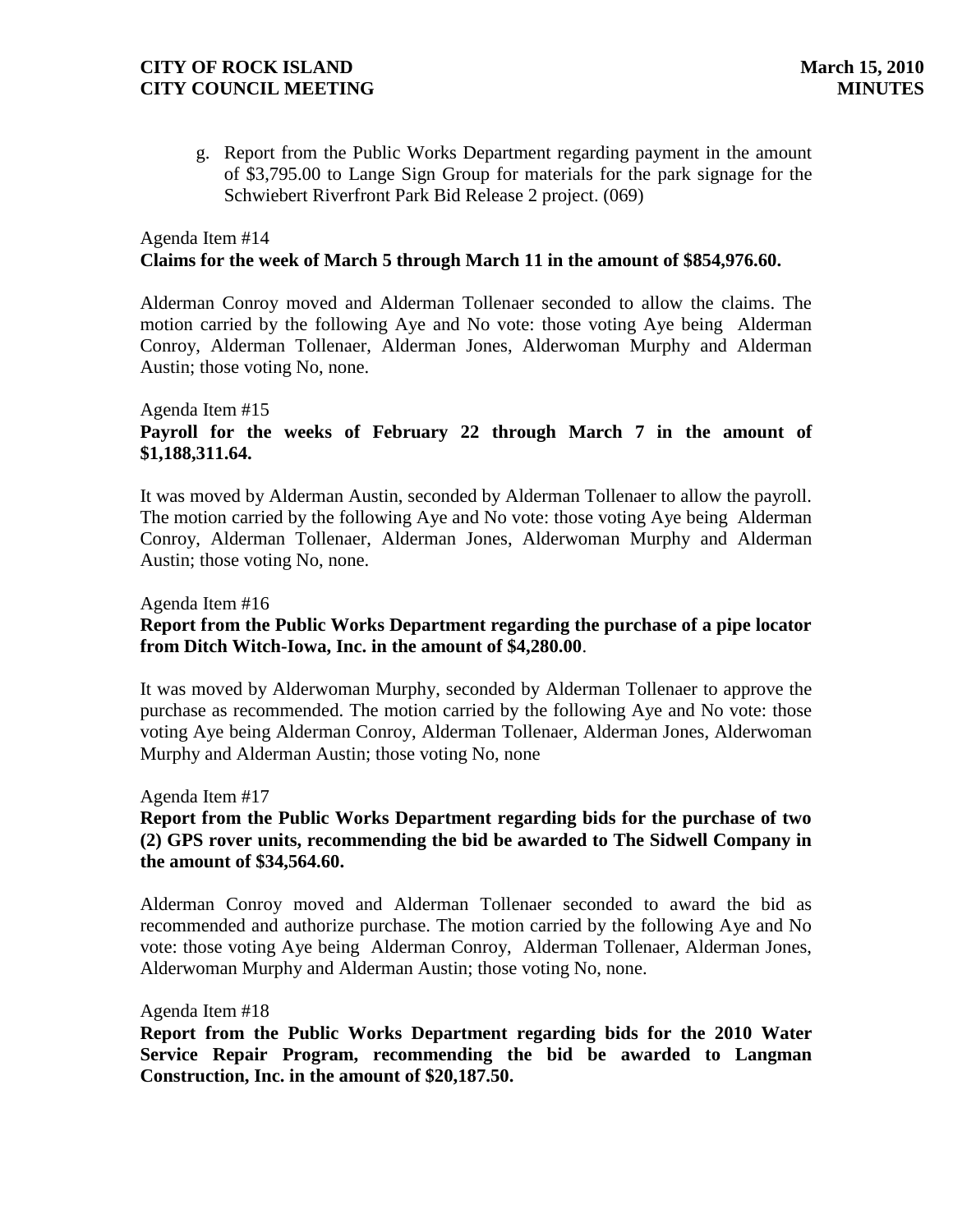g. Report from the Public Works Department regarding payment in the amount of $3,795.00 to Lange Sign Group for materials for the park signage for the Schwiebert Riverfront Park Bid Release 2 project. (069)

Agenda Item #14
**Claims for the week of March 5 through March 11 in the amount of $854,976.60.**

Alderman Conroy moved and Alderman Tollenaer seconded to allow the claims. The motion carried by the following Aye and No vote: those voting Aye being Alderman Conroy, Alderman Tollenaer, Alderman Jones, Alderwoman Murphy and Alderman Austin; those voting No, none.

Agenda Item #15
**Payroll for the weeks of February 22 through March 7 in the amount of $1,188,311.64.**

It was moved by Alderman Austin, seconded by Alderman Tollenaer to allow the payroll. The motion carried by the following Aye and No vote: those voting Aye being Alderman Conroy, Alderman Tollenaer, Alderman Jones, Alderwoman Murphy and Alderman Austin; those voting No, none.

Agenda Item #16
**Report from the Public Works Department regarding the purchase of a pipe locator from Ditch Witch-Iowa, Inc. in the amount of $4,280.00**.

It was moved by Alderwoman Murphy, seconded by Alderman Tollenaer to approve the purchase as recommended. The motion carried by the following Aye and No vote: those voting Aye being Alderman Conroy, Alderman Tollenaer, Alderman Jones, Alderwoman Murphy and Alderman Austin; those voting No, none

Agenda Item #17
**Report from the Public Works Department regarding bids for the purchase of two (2) GPS rover units, recommending the bid be awarded to The Sidwell Company in the amount of $34,564.60.**

Alderman Conroy moved and Alderman Tollenaer seconded to award the bid as recommended and authorize purchase. The motion carried by the following Aye and No vote: those voting Aye being Alderman Conroy, Alderman Tollenaer, Alderman Jones, Alderwoman Murphy and Alderman Austin; those voting No, none.

Agenda Item #18
**Report from the Public Works Department regarding bids for the 2010 Water Service Repair Program, recommending the bid be awarded to Langman Construction, Inc. in the amount of $20,187.50.**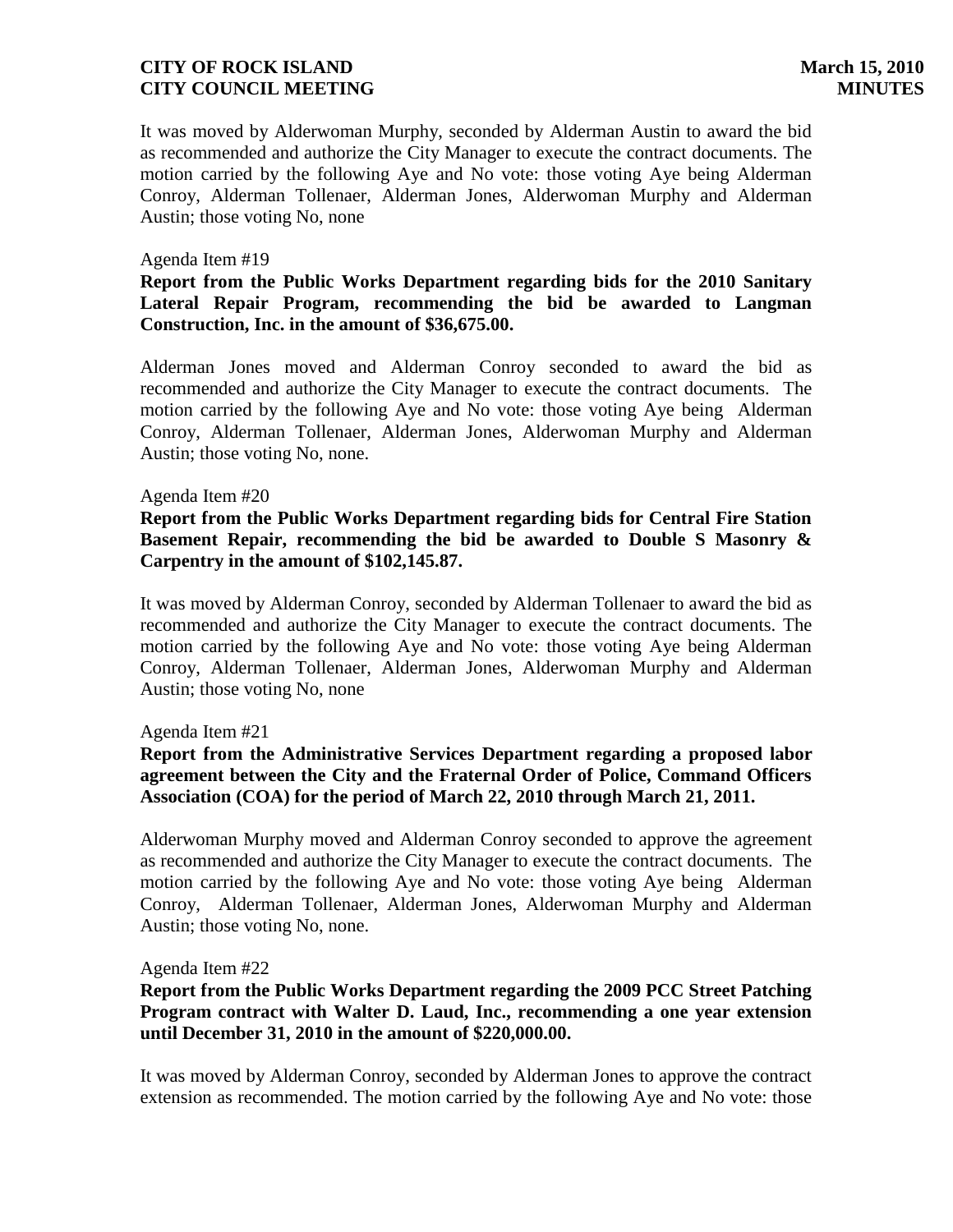It was moved by Alderwoman Murphy, seconded by Alderman Austin to award the bid as recommended and authorize the City Manager to execute the contract documents. The motion carried by the following Aye and No vote: those voting Aye being Alderman Conroy, Alderman Tollenaer, Alderman Jones, Alderwoman Murphy and Alderman Austin; those voting No, none

Agenda Item #19

**Report from the Public Works Department regarding bids for the 2010 Sanitary Lateral Repair Program, recommending the bid be awarded to Langman Construction, Inc. in the amount of $36,675.00.**

Alderman Jones moved and Alderman Conroy seconded to award the bid as recommended and authorize the City Manager to execute the contract documents. The motion carried by the following Aye and No vote: those voting Aye being Alderman Conroy, Alderman Tollenaer, Alderman Jones, Alderwoman Murphy and Alderman Austin; those voting No, none.

Agenda Item #20

**Report from the Public Works Department regarding bids for Central Fire Station Basement Repair, recommending the bid be awarded to Double S Masonry & Carpentry in the amount of $102,145.87.**

It was moved by Alderman Conroy, seconded by Alderman Tollenaer to award the bid as recommended and authorize the City Manager to execute the contract documents. The motion carried by the following Aye and No vote: those voting Aye being Alderman Conroy, Alderman Tollenaer, Alderman Jones, Alderwoman Murphy and Alderman Austin; those voting No, none

Agenda Item #21

**Report from the Administrative Services Department regarding a proposed labor agreement between the City and the Fraternal Order of Police, Command Officers Association (COA) for the period of March 22, 2010 through March 21, 2011.**

Alderwoman Murphy moved and Alderman Conroy seconded to approve the agreement as recommended and authorize the City Manager to execute the contract documents. The motion carried by the following Aye and No vote: those voting Aye being Alderman Conroy, Alderman Tollenaer, Alderman Jones, Alderwoman Murphy and Alderman Austin; those voting No, none.

Agenda Item #22

**Report from the Public Works Department regarding the 2009 PCC Street Patching Program contract with Walter D. Laud, Inc., recommending a one year extension until December 31, 2010 in the amount of $220,000.00.**

It was moved by Alderman Conroy, seconded by Alderman Jones to approve the contract extension as recommended. The motion carried by the following Aye and No vote: those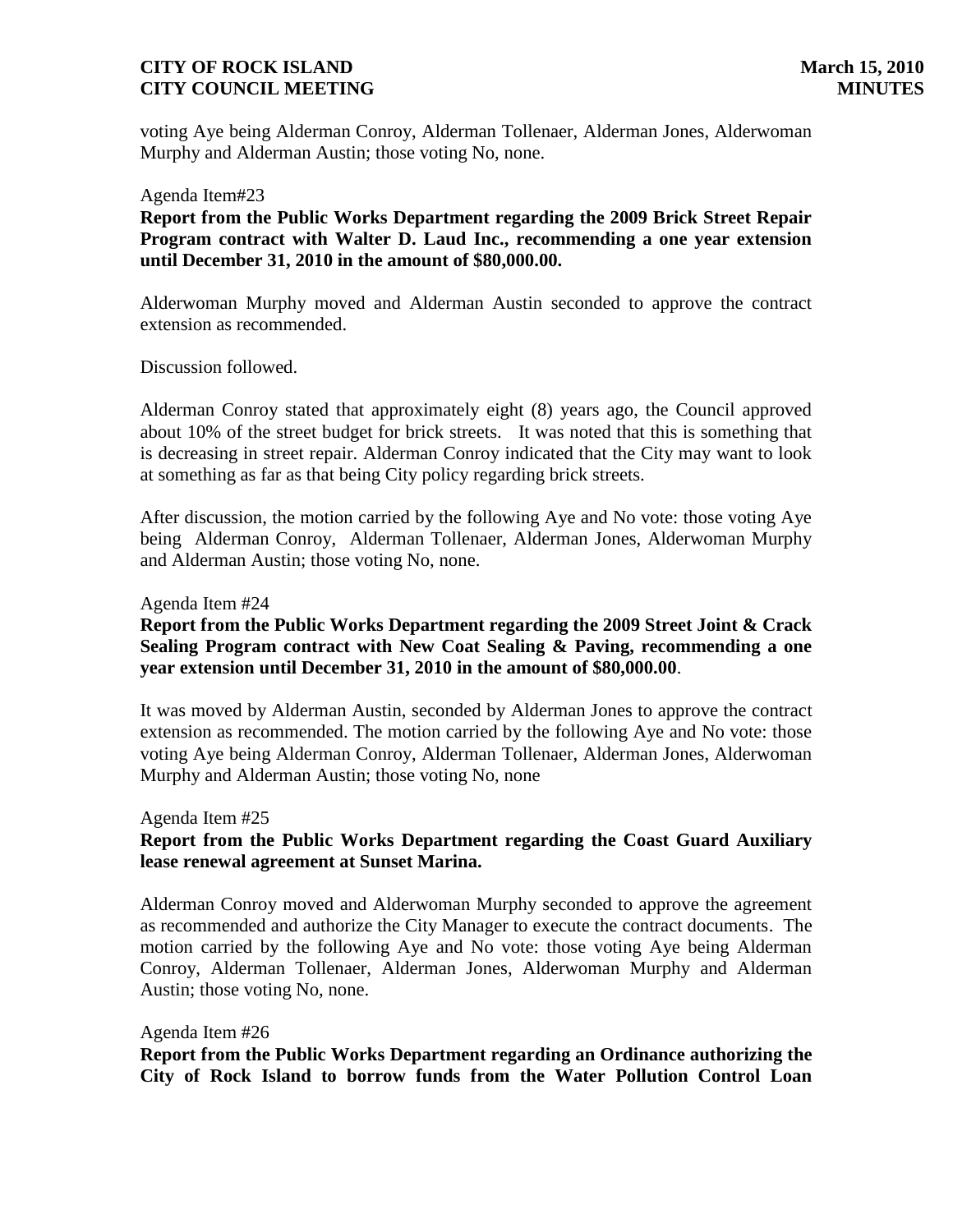voting Aye being Alderman Conroy, Alderman Tollenaer, Alderman Jones, Alderwoman Murphy and Alderman Austin; those voting No, none.

Agenda Item#23

**Report from the Public Works Department regarding the 2009 Brick Street Repair Program contract with Walter D. Laud Inc., recommending a one year extension until December 31, 2010 in the amount of $80,000.00.**

Alderwoman Murphy moved and Alderman Austin seconded to approve the contract extension as recommended.

Discussion followed.

Alderman Conroy stated that approximately eight (8) years ago, the Council approved about 10% of the street budget for brick streets. It was noted that this is something that is decreasing in street repair. Alderman Conroy indicated that the City may want to look at something as far as that being City policy regarding brick streets.

After discussion, the motion carried by the following Aye and No vote: those voting Aye being Alderman Conroy, Alderman Tollenaer, Alderman Jones, Alderwoman Murphy and Alderman Austin; those voting No, none.

Agenda Item #24

**Report from the Public Works Department regarding the 2009 Street Joint & Crack Sealing Program contract with New Coat Sealing & Paving, recommending a one year extension until December 31, 2010 in the amount of $80,000.00**.

It was moved by Alderman Austin, seconded by Alderman Jones to approve the contract extension as recommended. The motion carried by the following Aye and No vote: those voting Aye being Alderman Conroy, Alderman Tollenaer, Alderman Jones, Alderwoman Murphy and Alderman Austin; those voting No, none

Agenda Item #25

**Report from the Public Works Department regarding the Coast Guard Auxiliary lease renewal agreement at Sunset Marina.**

Alderman Conroy moved and Alderwoman Murphy seconded to approve the agreement as recommended and authorize the City Manager to execute the contract documents. The motion carried by the following Aye and No vote: those voting Aye being Alderman Conroy, Alderman Tollenaer, Alderman Jones, Alderwoman Murphy and Alderman Austin; those voting No, none.

Agenda Item #26

**Report from the Public Works Department regarding an Ordinance authorizing the City of Rock Island to borrow funds from the Water Pollution Control Loan**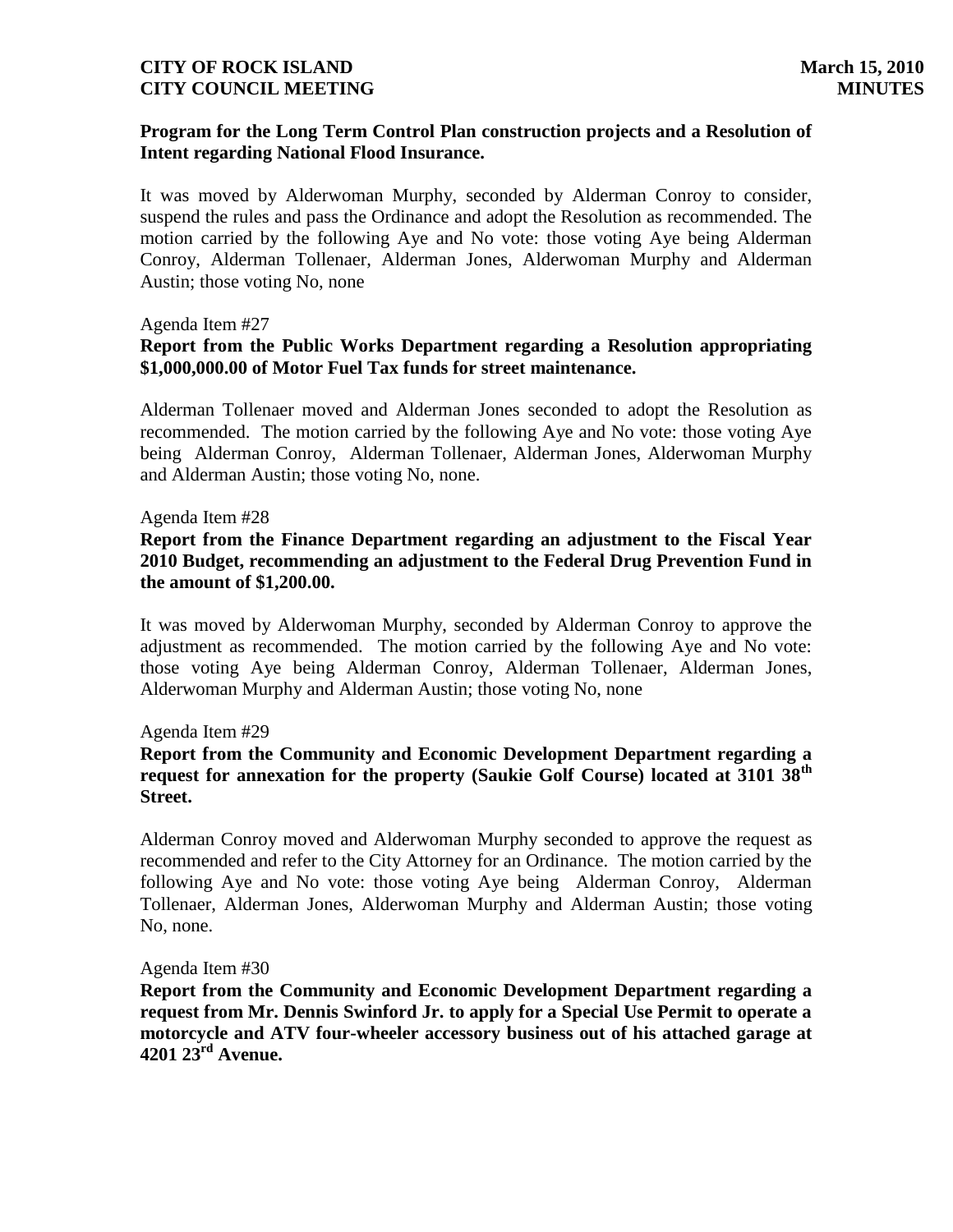**Program for the Long Term Control Plan construction projects and a Resolution of Intent regarding National Flood Insurance.**

It was moved by Alderwoman Murphy, seconded by Alderman Conroy to consider, suspend the rules and pass the Ordinance and adopt the Resolution as recommended. The motion carried by the following Aye and No vote: those voting Aye being Alderman Conroy, Alderman Tollenaer, Alderman Jones, Alderwoman Murphy and Alderman Austin; those voting No, none

Agenda Item #27

**Report from the Public Works Department regarding a Resolution appropriating $1,000,000.00 of Motor Fuel Tax funds for street maintenance.**

Alderman Tollenaer moved and Alderman Jones seconded to adopt the Resolution as recommended. The motion carried by the following Aye and No vote: those voting Aye being Alderman Conroy, Alderman Tollenaer, Alderman Jones, Alderwoman Murphy and Alderman Austin; those voting No, none.

Agenda Item #28

**Report from the Finance Department regarding an adjustment to the Fiscal Year 2010 Budget, recommending an adjustment to the Federal Drug Prevention Fund in the amount of $1,200.00.**

It was moved by Alderwoman Murphy, seconded by Alderman Conroy to approve the adjustment as recommended. The motion carried by the following Aye and No vote: those voting Aye being Alderman Conroy, Alderman Tollenaer, Alderman Jones, Alderwoman Murphy and Alderman Austin; those voting No, none

Agenda Item #29

**Report from the Community and Economic Development Department regarding a request for annexation for the property (Saukie Golf Course) located at 3101 38th Street.**

Alderman Conroy moved and Alderwoman Murphy seconded to approve the request as recommended and refer to the City Attorney for an Ordinance. The motion carried by the following Aye and No vote: those voting Aye being Alderman Conroy, Alderman Tollenaer, Alderman Jones, Alderwoman Murphy and Alderman Austin; those voting No, none.

Agenda Item #30

**Report from the Community and Economic Development Department regarding a request from Mr. Dennis Swinford Jr. to apply for a Special Use Permit to operate a motorcycle and ATV four-wheeler accessory business out of his attached garage at 4201 23rd Avenue.**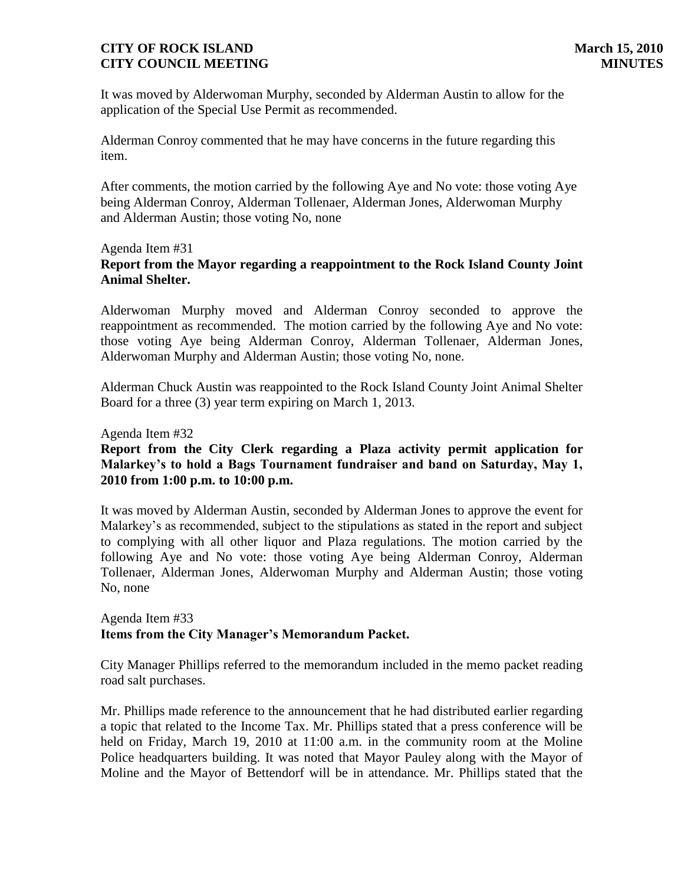It was moved by Alderwoman Murphy, seconded by Alderman Austin to allow for the application of the Special Use Permit as recommended.

Alderman Conroy commented that he may have concerns in the future regarding this item.

After comments, the motion carried by the following Aye and No vote: those voting Aye being Alderman Conroy, Alderman Tollenaer, Alderman Jones, Alderwoman Murphy and Alderman Austin; those voting No, none

Agenda Item #31
**Report from the Mayor regarding a reappointment to the Rock Island County Joint Animal Shelter.**

Alderwoman Murphy moved and Alderman Conroy seconded to approve the reappointment as recommended. The motion carried by the following Aye and No vote: those voting Aye being Alderman Conroy, Alderman Tollenaer, Alderman Jones, Alderwoman Murphy and Alderman Austin; those voting No, none.

Alderman Chuck Austin was reappointed to the Rock Island County Joint Animal Shelter Board for a three (3) year term expiring on March 1, 2013.

Agenda Item #32
**Report from the City Clerk regarding a Plaza activity permit application for Malarkey's to hold a Bags Tournament fundraiser and band on Saturday, May 1, 2010 from 1:00 p.m. to 10:00 p.m.**

It was moved by Alderman Austin, seconded by Alderman Jones to approve the event for Malarkey's as recommended, subject to the stipulations as stated in the report and subject to complying with all other liquor and Plaza regulations. The motion carried by the following Aye and No vote: those voting Aye being Alderman Conroy, Alderman Tollenaer, Alderman Jones, Alderwoman Murphy and Alderman Austin; those voting No, none

Agenda Item #33
**Items from the City Manager's Memorandum Packet.**

City Manager Phillips referred to the memorandum included in the memo packet reading road salt purchases.

Mr. Phillips made reference to the announcement that he had distributed earlier regarding a topic that related to the Income Tax. Mr. Phillips stated that a press conference will be held on Friday, March 19, 2010 at 11:00 a.m. in the community room at the Moline Police headquarters building. It was noted that Mayor Pauley along with the Mayor of Moline and the Mayor of Bettendorf will be in attendance. Mr. Phillips stated that the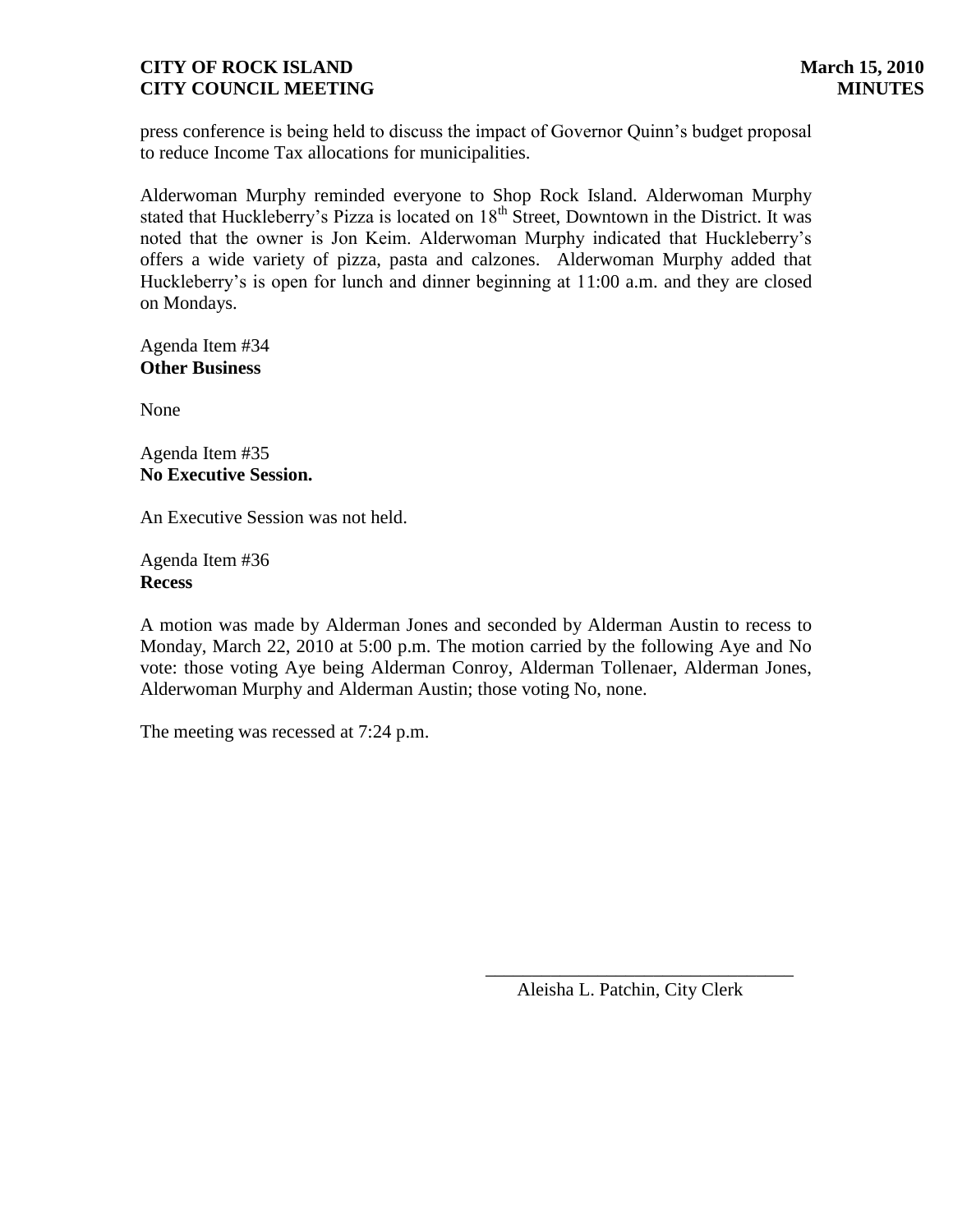press conference is being held to discuss the impact of Governor Quinn's budget proposal to reduce Income Tax allocations for municipalities.

Alderwoman Murphy reminded everyone to Shop Rock Island. Alderwoman Murphy stated that Huckleberry's Pizza is located on 18th Street, Downtown in the District. It was noted that the owner is Jon Keim. Alderwoman Murphy indicated that Huckleberry's offers a wide variety of pizza, pasta and calzones. Alderwoman Murphy added that Huckleberry's is open for lunch and dinner beginning at 11:00 a.m. and they are closed on Mondays.

Agenda Item #34
**Other Business**

None

Agenda Item #35
**No Executive Session.**

An Executive Session was not held.

Agenda Item #36
**Recess**

A motion was made by Alderman Jones and seconded by Alderman Austin to recess to Monday, March 22, 2010 at 5:00 p.m. The motion carried by the following Aye and No vote: those voting Aye being Alderman Conroy, Alderman Tollenaer, Alderman Jones, Alderwoman Murphy and Alderman Austin; those voting No, none.

The meeting was recessed at 7:24 p.m.

\_\_\_\_\_\_\_\_\_\_\_\_\_\_\_\_\_\_\_\_\_\_\_\_\_\_\_\_\_\_\_\_\_\_

Aleisha L. Patchin, City Clerk